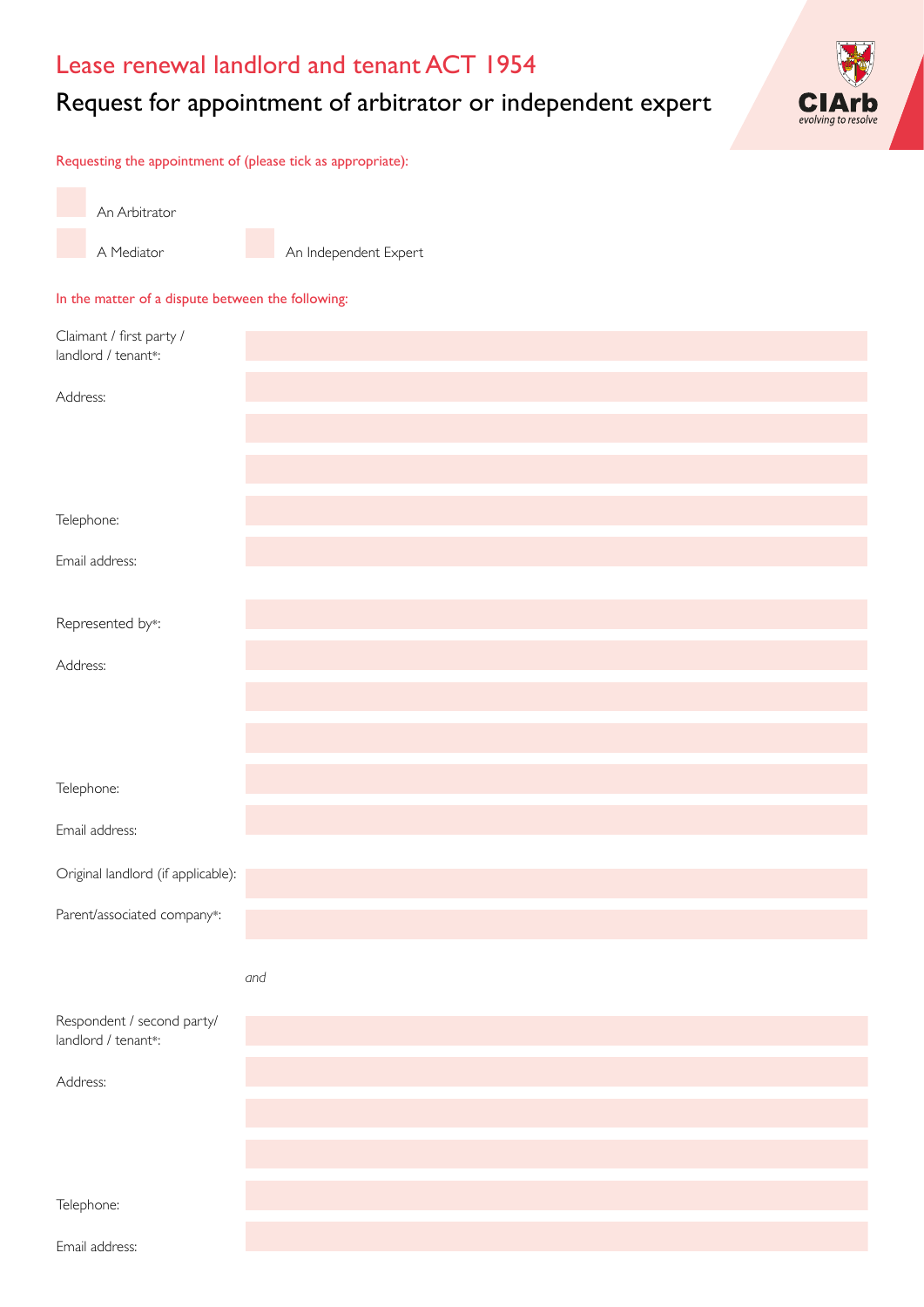# Lease renewal landlord and tenant ACT 1954

## Request for appointment of arbitrator or independent expert

Requesting the appointment of (please tick as appropriate):

☐ An Arbitrator

☐ A Mediator ☐ An Independent Expert

In the matter of a dispute between the following:

Claimant / first party / landlord / tenant*:

Address:

Telephone:

Email address:

Represented by*:

Address:

Telephone:

Email address:

Original landlord (if applicable):

Parent/associated company*:

*and*

Respondent / second party/ landlord / tenant*:

Address:

Telephone:

Email address: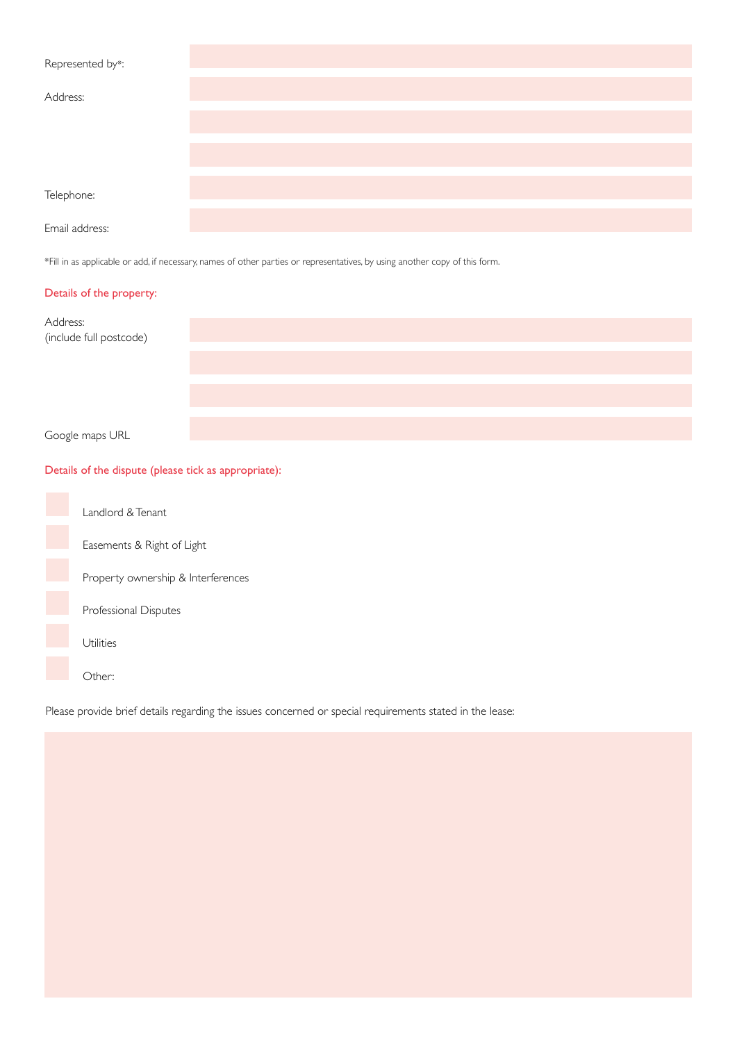Represented by*:

Address:

Telephone:

Email address:

*Fill in as applicable or add, if necessary, names of other parties or representatives, by using another copy of this form.

## Details of the property:

Address:
(include full postcode)

Google maps URL

## Details of the dispute (please tick as appropriate):

- [ ] Landlord & Tenant
- [ ] Easements & Right of Light
- [ ] Property ownership & Interferences
- [ ] Professional Disputes
- [ ] Utilities
- [ ] Other:

Please provide brief details regarding the issues concerned or special requirements stated in the lease: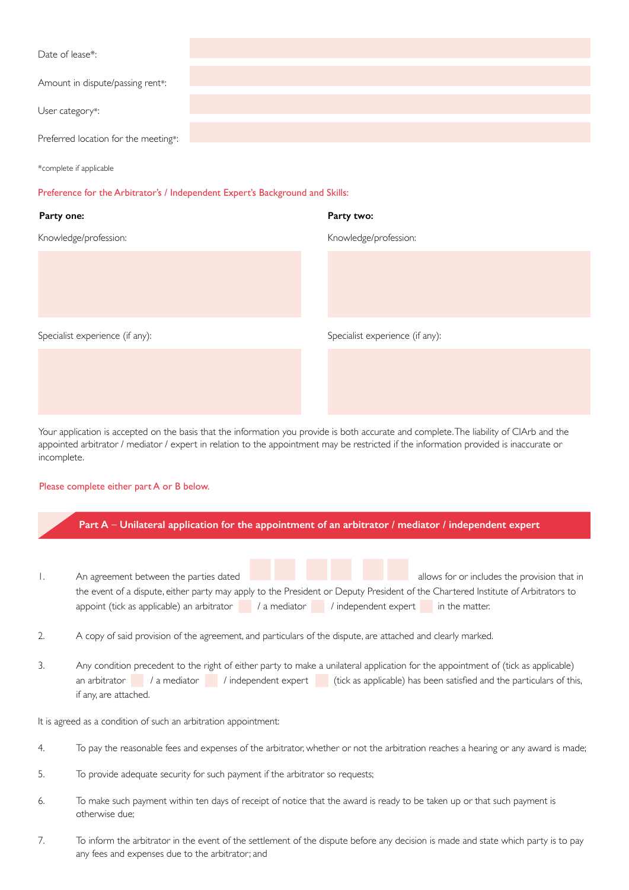Date of lease*:

Amount in dispute/passing rent*:

User category*:

Preferred location for the meeting*:

*complete if applicable

Preference for the Arbitrator's / Independent Expert's Background and Skills:

**Party one:**

Knowledge/profession:

Specialist experience (if any):

**Party two:**

Knowledge/profession:

Specialist experience (if any):

Your application is accepted on the basis that the information you provide is both accurate and complete. The liability of CIArb and the appointed arbitrator / mediator / expert in relation to the appointment may be restricted if the information provided is inaccurate or incomplete.

Please complete either part A or B below.

## Part A – Unilateral application for the appointment of an arbitrator / mediator / independent expert

1. An agreement between the parties dated [ ][ ] [ ][ ] [ ][ ] allows for or includes the provision that in the event of a dispute, either party may apply to the President or Deputy President of the Chartered Institute of Arbitrators to appoint (tick as applicable) an arbitrator [ ] / a mediator [ ] / independent expert [ ] in the matter.

2. A copy of said provision of the agreement, and particulars of the dispute, are attached and clearly marked.

3. Any condition precedent to the right of either party to make a unilateral application for the appointment of (tick as applicable) an arbitrator [ ] / a mediator [ ] / independent expert [ ] (tick as applicable) has been satisfied and the particulars of this, if any, are attached.

It is agreed as a condition of such an arbitration appointment:

4. To pay the reasonable fees and expenses of the arbitrator, whether or not the arbitration reaches a hearing or any award is made;

5. To provide adequate security for such payment if the arbitrator so requests;

6. To make such payment within ten days of receipt of notice that the award is ready to be taken up or that such payment is otherwise due;

7. To inform the arbitrator in the event of the settlement of the dispute before any decision is made and state which party is to pay any fees and expenses due to the arbitrator; and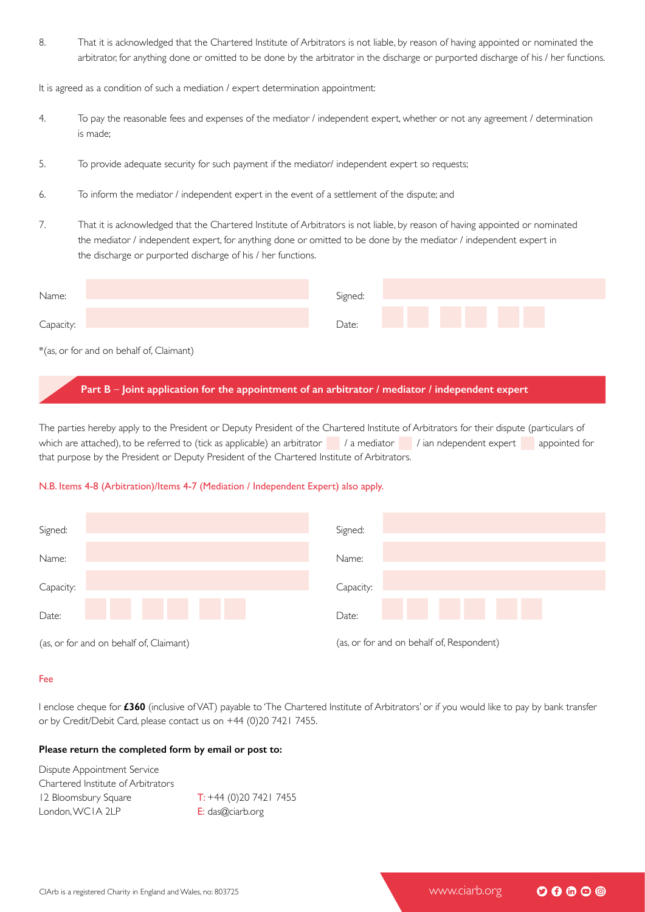8. That it is acknowledged that the Chartered Institute of Arbitrators is not liable, by reason of having appointed or nominated the arbitrator, for anything done or omitted to be done by the arbitrator in the discharge or purported discharge of his / her functions.

It is agreed as a condition of such a mediation / expert determination appointment:

4. To pay the reasonable fees and expenses of the mediator / independent expert, whether or not any agreement / determination is made;

5. To provide adequate security for such payment if the mediator/ independent expert so requests;

6. To inform the mediator / independent expert in the event of a settlement of the dispute; and

7. That it is acknowledged that the Chartered Institute of Arbitrators is not liable, by reason of having appointed or nominated the mediator / independent expert, for anything done or omitted to be done by the mediator / independent expert in the discharge or purported discharge of his / her functions.

Name:

Signed:

Capacity:

Date:

*(as, or for and on behalf of, Claimant)

## Part B – Joint application for the appointment of an arbitrator / mediator / independent expert

The parties hereby apply to the President or Deputy President of the Chartered Institute of Arbitrators for their dispute (particulars of which are attached), to be referred to (tick as applicable) an arbitrator / a mediator / ian ndependent expert appointed for that purpose by the President or Deputy President of the Chartered Institute of Arbitrators.

N.B. Items 4-8 (Arbitration)/Items 4-7 (Mediation / Independent Expert) also apply.

Signed:

Name:

Capacity:

Date:

(as, or for and on behalf of, Claimant)

Signed:

Name:

Capacity:

Date:

(as, or for and on behalf of, Respondent)

### Fee

I enclose cheque for **£360** (inclusive of VAT) payable to 'The Chartered Institute of Arbitrators' or if you would like to pay by bank transfer or by Credit/Debit Card, please contact us on +44 (0)20 7421 7455.

**Please return the completed form by email or post to:**

Dispute Appointment Service
Chartered Institute of Arbitrators
12 Bloomsbury Square
London, WC1A 2LP

T: +44 (0)20 7421 7455
E: das@ciarb.org

CIArb is a registered Charity in England and Wales, no: 803725

www.ciarb.org